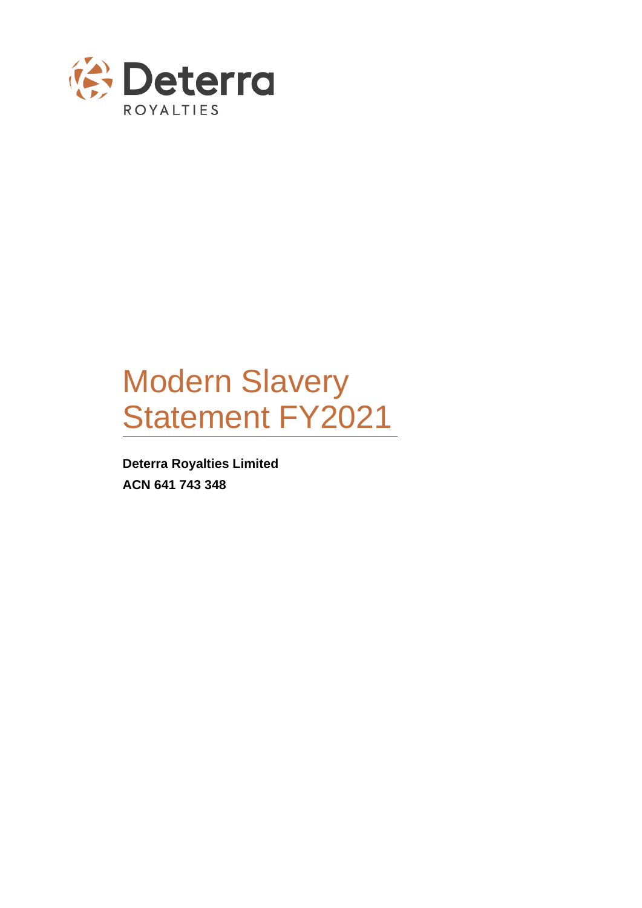Deterra
ROYALTIES

# Modern Slavery Statement FY2021

**Deterra Royalties Limited**

**ACN 641 743 348**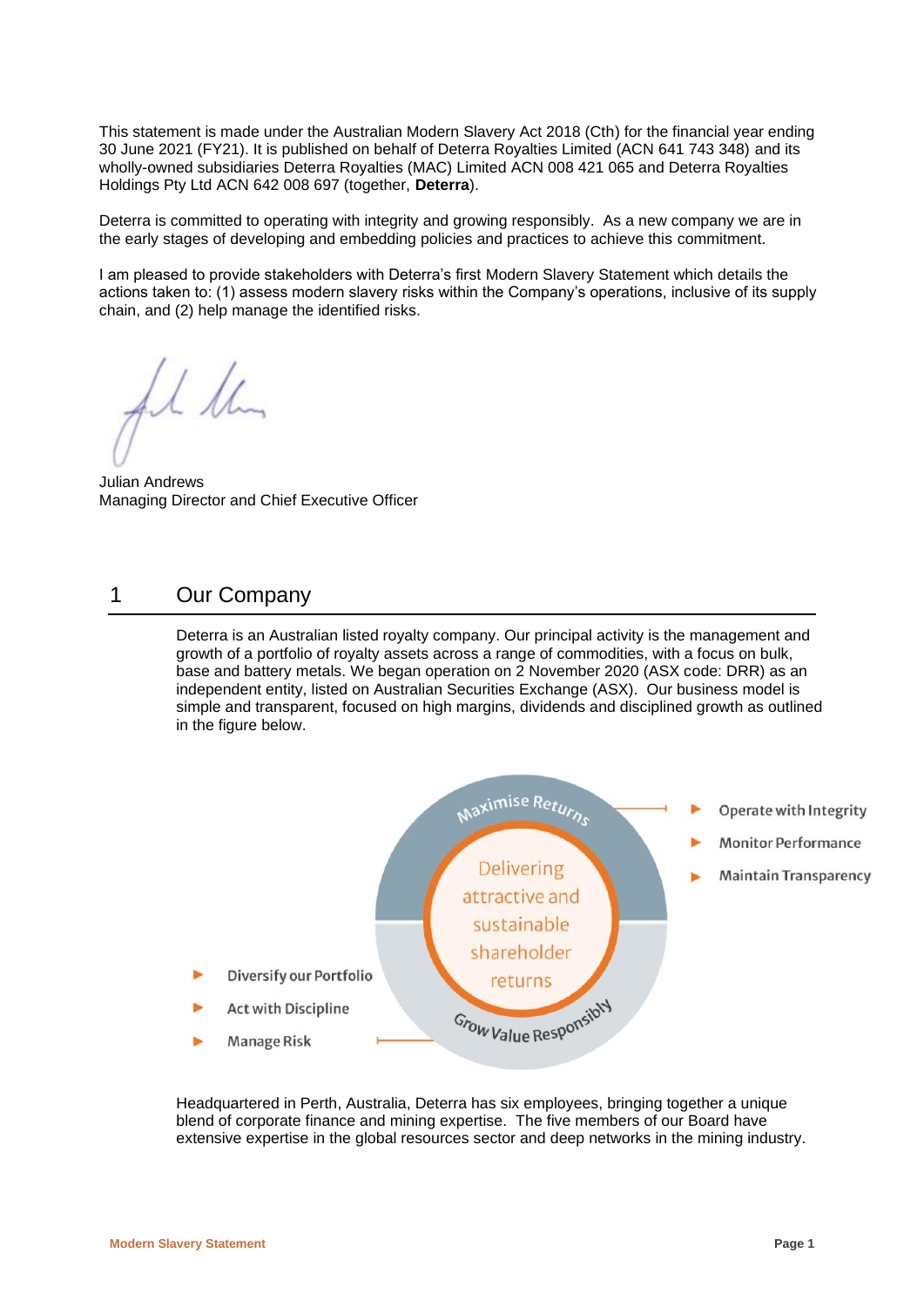This statement is made under the Australian Modern Slavery Act 2018 (Cth) for the financial year ending 30 June 2021 (FY21). It is published on behalf of Deterra Royalties Limited (ACN 641 743 348) and its wholly-owned subsidiaries Deterra Royalties (MAC) Limited ACN 008 421 065 and Deterra Royalties Holdings Pty Ltd ACN 642 008 697 (together, **Deterra**).

Deterra is committed to operating with integrity and growing responsibly. As a new company we are in the early stages of developing and embedding policies and practices to achieve this commitment.

I am pleased to provide stakeholders with Deterra's first Modern Slavery Statement which details the actions taken to: (1) assess modern slavery risks within the Company's operations, inclusive of its supply chain, and (2) help manage the identified risks.

Julian Andrews
Managing Director and Chief Executive Officer

## 1 Our Company

Deterra is an Australian listed royalty company. Our principal activity is the management and growth of a portfolio of royalty assets across a range of commodities, with a focus on bulk, base and battery metals. We began operation on 2 November 2020 (ASX code: DRR) as an independent entity, listed on Australian Securities Exchange (ASX). Our business model is simple and transparent, focused on high margins, dividends and disciplined growth as outlined in the figure below.

Maximise Returns
- Operate with Integrity
- Monitor Performance
- Maintain Transparency

Delivering attractive and sustainable shareholder returns

Grow Value Responsibly
- Diversify our Portfolio
- Act with Discipline
- Manage Risk

Headquartered in Perth, Australia, Deterra has six employees, bringing together a unique blend of corporate finance and mining expertise. The five members of our Board have extensive expertise in the global resources sector and deep networks in the mining industry.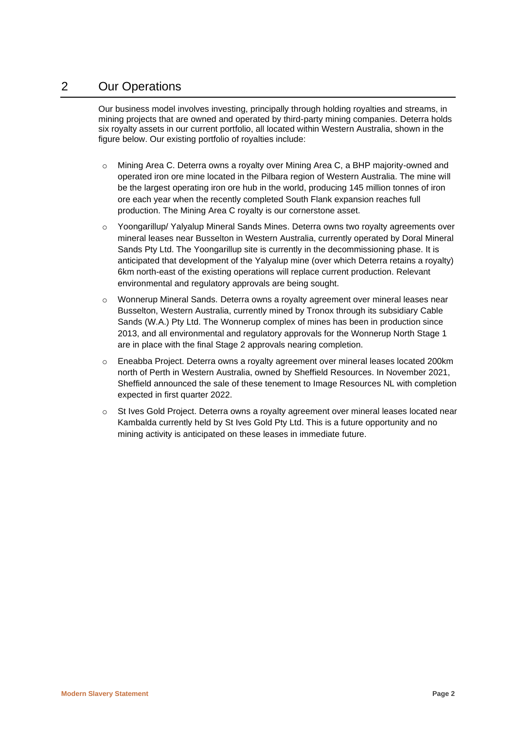## 2 Our Operations

Our business model involves investing, principally through holding royalties and streams, in mining projects that are owned and operated by third-party mining companies. Deterra holds six royalty assets in our current portfolio, all located within Western Australia, shown in the figure below. Our existing portfolio of royalties include:

- Mining Area C. Deterra owns a royalty over Mining Area C, a BHP majority-owned and operated iron ore mine located in the Pilbara region of Western Australia. The mine will be the largest operating iron ore hub in the world, producing 145 million tonnes of iron ore each year when the recently completed South Flank expansion reaches full production. The Mining Area C royalty is our cornerstone asset.
- Yoongarillup/ Yalyalup Mineral Sands Mines. Deterra owns two royalty agreements over mineral leases near Busselton in Western Australia, currently operated by Doral Mineral Sands Pty Ltd. The Yoongarillup site is currently in the decommissioning phase. It is anticipated that development of the Yalyalup mine (over which Deterra retains a royalty) 6km north-east of the existing operations will replace current production. Relevant environmental and regulatory approvals are being sought.
- Wonnerup Mineral Sands. Deterra owns a royalty agreement over mineral leases near Busselton, Western Australia, currently mined by Tronox through its subsidiary Cable Sands (W.A.) Pty Ltd. The Wonnerup complex of mines has been in production since 2013, and all environmental and regulatory approvals for the Wonnerup North Stage 1 are in place with the final Stage 2 approvals nearing completion.
- Eneabba Project. Deterra owns a royalty agreement over mineral leases located 200km north of Perth in Western Australia, owned by Sheffield Resources. In November 2021, Sheffield announced the sale of these tenement to Image Resources NL with completion expected in first quarter 2022.
- St Ives Gold Project. Deterra owns a royalty agreement over mineral leases located near Kambalda currently held by St Ives Gold Pty Ltd. This is a future opportunity and no mining activity is anticipated on these leases in immediate future.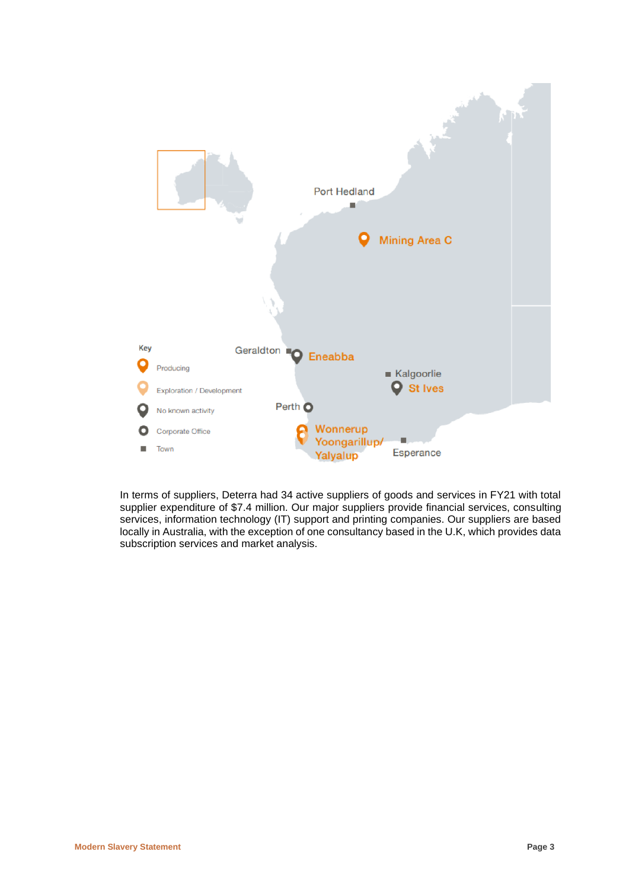Port Hedland

Mining Area C

Key

Producing

Exploration / Development

No known activity

Corporate Office

Town

Geraldton

Eneabba

Kalgoorlie

St Ives

Perth

Wonnerup

Yoongarillup/

Yalyalup

Esperance

In terms of suppliers, Deterra had 34 active suppliers of goods and services in FY21 with total supplier expenditure of $7.4 million. Our major suppliers provide financial services, consulting services, information technology (IT) support and printing companies. Our suppliers are based locally in Australia, with the exception of one consultancy based in the U.K, which provides data subscription services and market analysis.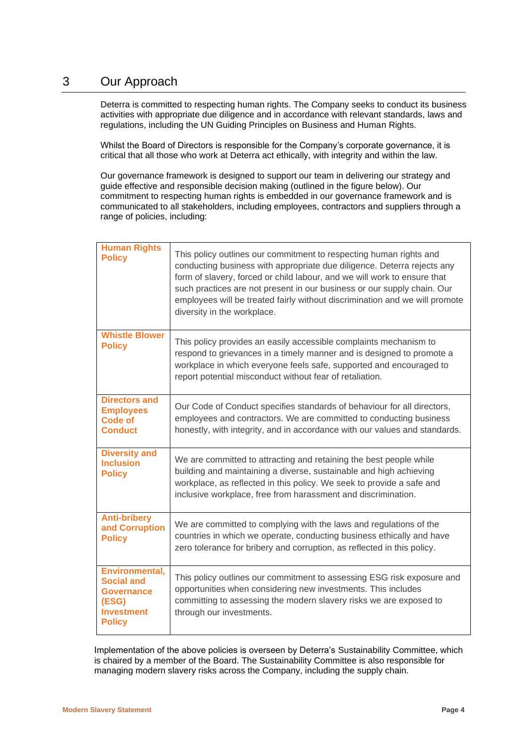# 3 Our Approach

Deterra is committed to respecting human rights. The Company seeks to conduct its business activities with appropriate due diligence and in accordance with relevant standards, laws and regulations, including the UN Guiding Principles on Business and Human Rights.

Whilst the Board of Directors is responsible for the Company's corporate governance, it is critical that all those who work at Deterra act ethically, with integrity and within the law.

Our governance framework is designed to support our team in delivering our strategy and guide effective and responsible decision making (outlined in the figure below). Our commitment to respecting human rights is embedded in our governance framework and is communicated to all stakeholders, including employees, contractors and suppliers through a range of policies, including:

| | |
|---|---|
| **Human Rights Policy** | This policy outlines our commitment to respecting human rights and conducting business with appropriate due diligence. Deterra rejects any form of slavery, forced or child labour, and we will work to ensure that such practices are not present in our business or our supply chain. Our employees will be treated fairly without discrimination and we will promote diversity in the workplace. |
| **Whistle Blower Policy** | This policy provides an easily accessible complaints mechanism to respond to grievances in a timely manner and is designed to promote a workplace in which everyone feels safe, supported and encouraged to report potential misconduct without fear of retaliation. |
| **Directors and Employees Code of Conduct** | Our Code of Conduct specifies standards of behaviour for all directors, employees and contractors. We are committed to conducting business honestly, with integrity, and in accordance with our values and standards. |
| **Diversity and Inclusion Policy** | We are committed to attracting and retaining the best people while building and maintaining a diverse, sustainable and high achieving workplace, as reflected in this policy. We seek to provide a safe and inclusive workplace, free from harassment and discrimination. |
| **Anti-bribery and Corruption Policy** | We are committed to complying with the laws and regulations of the countries in which we operate, conducting business ethically and have zero tolerance for bribery and corruption, as reflected in this policy. |
| **Environmental, Social and Governance (ESG) Investment Policy** | This policy outlines our commitment to assessing ESG risk exposure and opportunities when considering new investments. This includes committing to assessing the modern slavery risks we are exposed to through our investments. |

Implementation of the above policies is overseen by Deterra's Sustainability Committee, which is chaired by a member of the Board. The Sustainability Committee is also responsible for managing modern slavery risks across the Company, including the supply chain.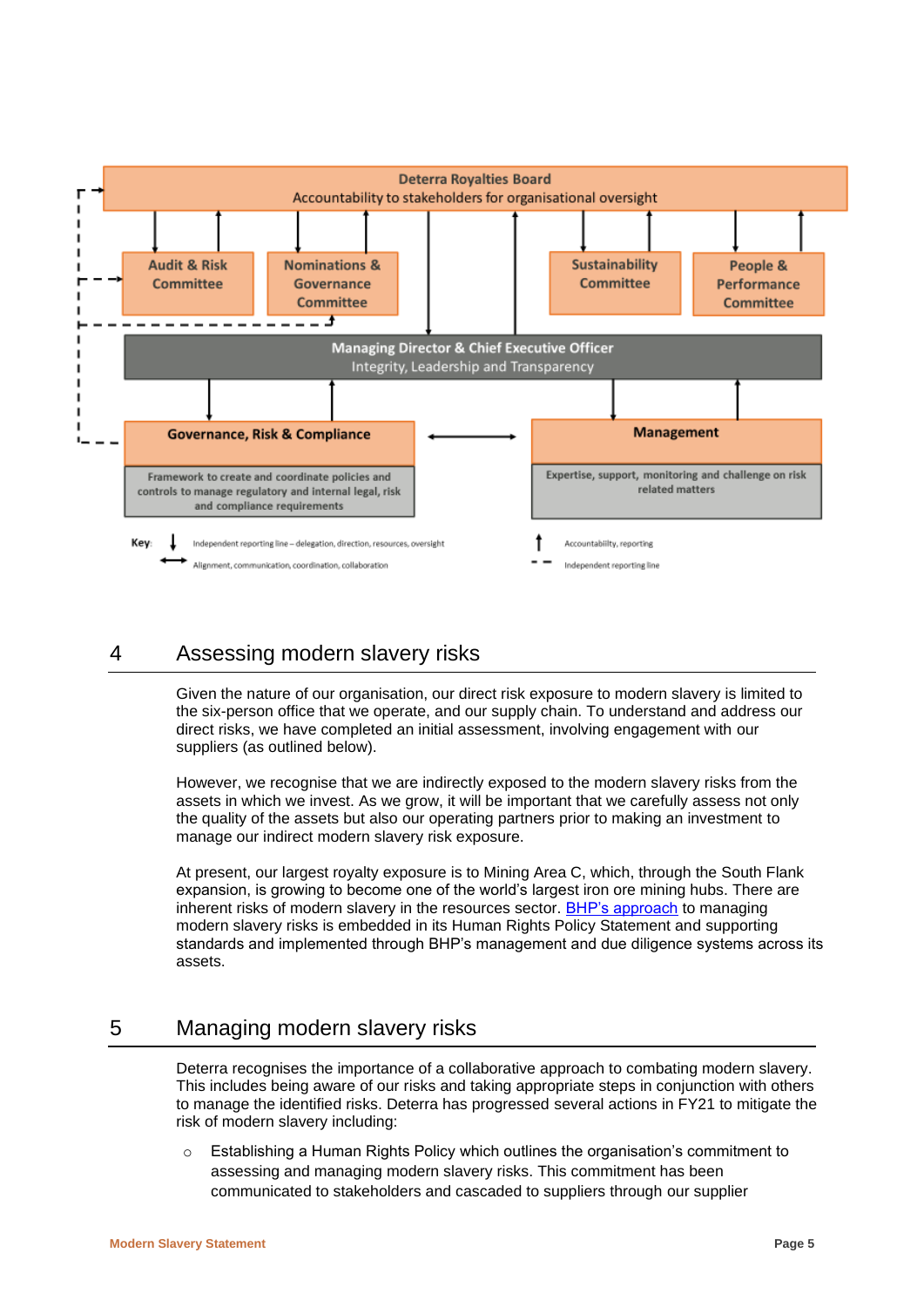Deterra Royalties Board
Accountability to stakeholders for organisational oversight

Audit & Risk Committee

Nominations & Governance Committee

Sustainability Committee

People & Performance Committee

Managing Director & Chief Executive Officer
Integrity, Leadership and Transparency

Governance, Risk & Compliance

Framework to create and coordinate policies and controls to manage regulatory and internal legal, risk and compliance requirements

Management

Expertise, support, monitoring and challenge on risk related matters

Key: Independent reporting line – delegation, direction, resources, oversight

Alignment, communication, coordination, collaboration

Accountability, reporting

Independent reporting line

## 4 Assessing modern slavery risks

Given the nature of our organisation, our direct risk exposure to modern slavery is limited to the six-person office that we operate, and our supply chain. To understand and address our direct risks, we have completed an initial assessment, involving engagement with our suppliers (as outlined below).

However, we recognise that we are indirectly exposed to the modern slavery risks from the assets in which we invest. As we grow, it will be important that we carefully assess not only the quality of the assets but also our operating partners prior to making an investment to manage our indirect modern slavery risk exposure.

At present, our largest royalty exposure is to Mining Area C, which, through the South Flank expansion, is growing to become one of the world's largest iron ore mining hubs. There are inherent risks of modern slavery in the resources sector. BHP's approach to managing modern slavery risks is embedded in its Human Rights Policy Statement and supporting standards and implemented through BHP's management and due diligence systems across its assets.

## 5 Managing modern slavery risks

Deterra recognises the importance of a collaborative approach to combating modern slavery. This includes being aware of our risks and taking appropriate steps in conjunction with others to manage the identified risks. Deterra has progressed several actions in FY21 to mitigate the risk of modern slavery including:

- Establishing a Human Rights Policy which outlines the organisation's commitment to assessing and managing modern slavery risks. This commitment has been communicated to stakeholders and cascaded to suppliers through our supplier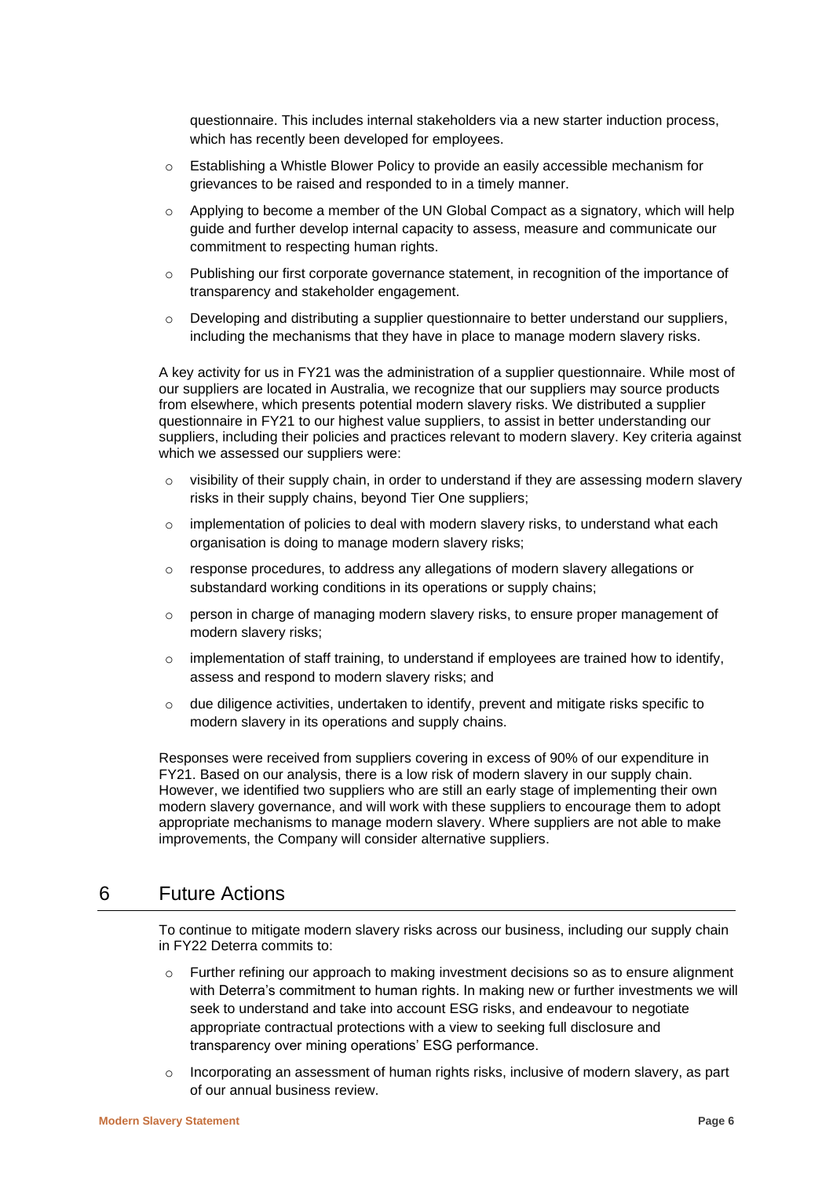questionnaire. This includes internal stakeholders via a new starter induction process, which has recently been developed for employees.

- Establishing a Whistle Blower Policy to provide an easily accessible mechanism for grievances to be raised and responded to in a timely manner.
- Applying to become a member of the UN Global Compact as a signatory, which will help guide and further develop internal capacity to assess, measure and communicate our commitment to respecting human rights.
- Publishing our first corporate governance statement, in recognition of the importance of transparency and stakeholder engagement.
- Developing and distributing a supplier questionnaire to better understand our suppliers, including the mechanisms that they have in place to manage modern slavery risks.

A key activity for us in FY21 was the administration of a supplier questionnaire. While most of our suppliers are located in Australia, we recognize that our suppliers may source products from elsewhere, which presents potential modern slavery risks. We distributed a supplier questionnaire in FY21 to our highest value suppliers, to assist in better understanding our suppliers, including their policies and practices relevant to modern slavery. Key criteria against which we assessed our suppliers were:

- visibility of their supply chain, in order to understand if they are assessing modern slavery risks in their supply chains, beyond Tier One suppliers;
- implementation of policies to deal with modern slavery risks, to understand what each organisation is doing to manage modern slavery risks;
- response procedures, to address any allegations of modern slavery allegations or substandard working conditions in its operations or supply chains;
- person in charge of managing modern slavery risks, to ensure proper management of modern slavery risks;
- implementation of staff training, to understand if employees are trained how to identify, assess and respond to modern slavery risks; and
- due diligence activities, undertaken to identify, prevent and mitigate risks specific to modern slavery in its operations and supply chains.

Responses were received from suppliers covering in excess of 90% of our expenditure in FY21. Based on our analysis, there is a low risk of modern slavery in our supply chain. However, we identified two suppliers who are still an early stage of implementing their own modern slavery governance, and will work with these suppliers to encourage them to adopt appropriate mechanisms to manage modern slavery. Where suppliers are not able to make improvements, the Company will consider alternative suppliers.

# 6 Future Actions

To continue to mitigate modern slavery risks across our business, including our supply chain in FY22 Deterra commits to:

- Further refining our approach to making investment decisions so as to ensure alignment with Deterra's commitment to human rights. In making new or further investments we will seek to understand and take into account ESG risks, and endeavour to negotiate appropriate contractual protections with a view to seeking full disclosure and transparency over mining operations' ESG performance.
- Incorporating an assessment of human rights risks, inclusive of modern slavery, as part of our annual business review.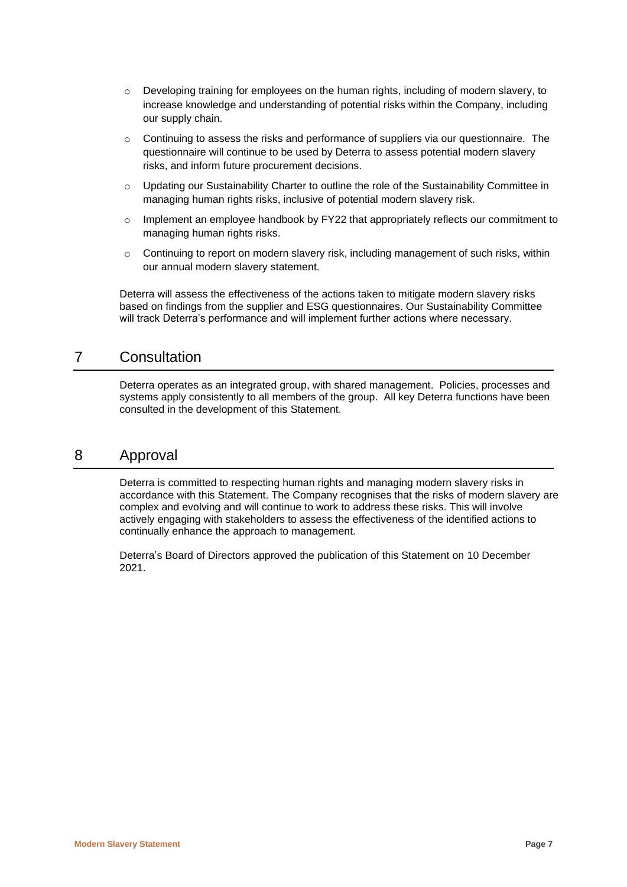- Developing training for employees on the human rights, including of modern slavery, to increase knowledge and understanding of potential risks within the Company, including our supply chain.
- Continuing to assess the risks and performance of suppliers via our questionnaire. The questionnaire will continue to be used by Deterra to assess potential modern slavery risks, and inform future procurement decisions.
- Updating our Sustainability Charter to outline the role of the Sustainability Committee in managing human rights risks, inclusive of potential modern slavery risk.
- Implement an employee handbook by FY22 that appropriately reflects our commitment to managing human rights risks.
- Continuing to report on modern slavery risk, including management of such risks, within our annual modern slavery statement.

Deterra will assess the effectiveness of the actions taken to mitigate modern slavery risks based on findings from the supplier and ESG questionnaires. Our Sustainability Committee will track Deterra's performance and will implement further actions where necessary.

# 7 Consultation

Deterra operates as an integrated group, with shared management. Policies, processes and systems apply consistently to all members of the group. All key Deterra functions have been consulted in the development of this Statement.

# 8 Approval

Deterra is committed to respecting human rights and managing modern slavery risks in accordance with this Statement. The Company recognises that the risks of modern slavery are complex and evolving and will continue to work to address these risks. This will involve actively engaging with stakeholders to assess the effectiveness of the identified actions to continually enhance the approach to management.

Deterra's Board of Directors approved the publication of this Statement on 10 December 2021.